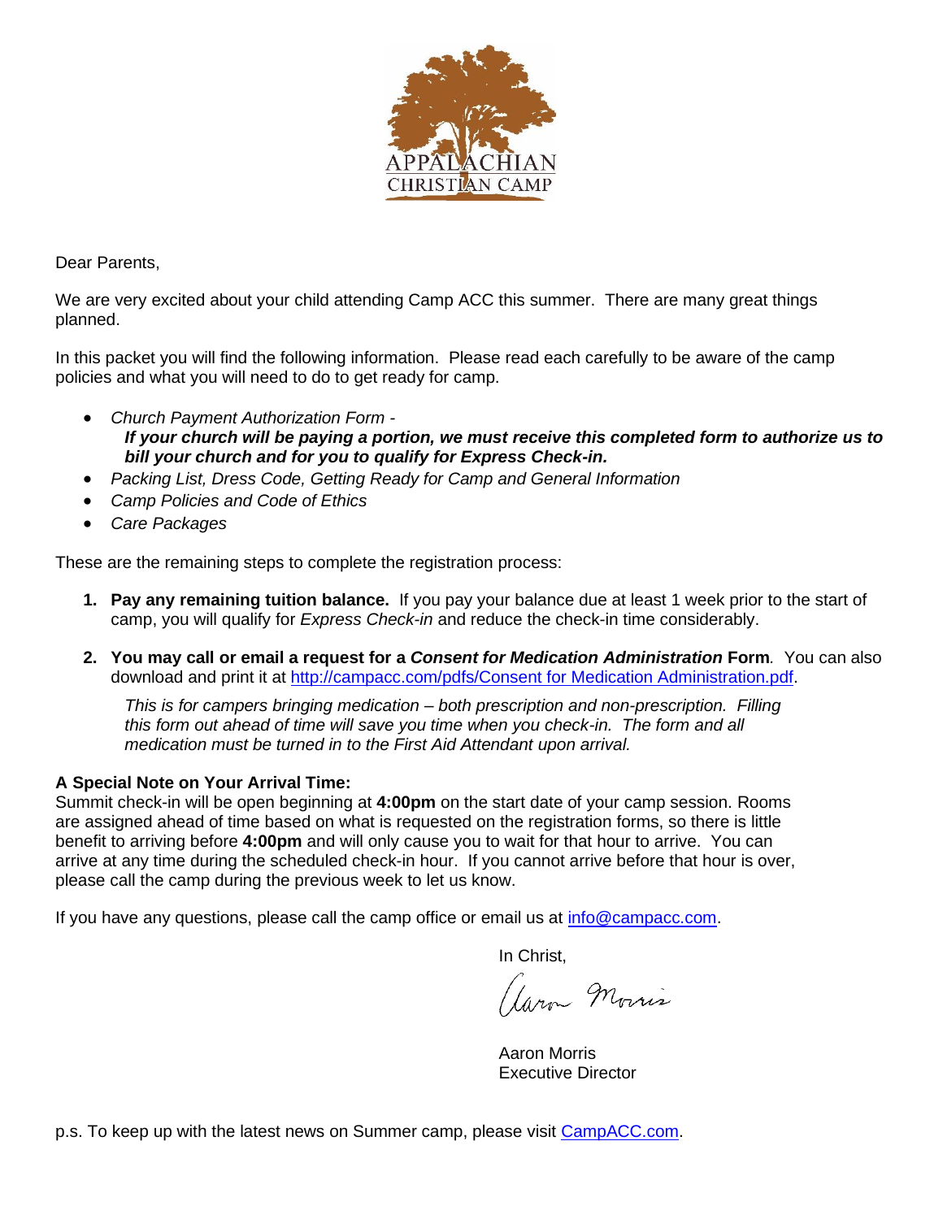APPALACHIAN
CHRISTIAN CAMP

Dear Parents,

We are very excited about your child attending Camp ACC this summer. There are many great things planned.

In this packet you will find the following information. Please read each carefully to be aware of the camp policies and what you will need to do to get ready for camp.

- *Church Payment Authorization Form -*
  ***If your church will be paying a portion, we must receive this completed form to authorize us to bill your church and for you to qualify for Express Check-in.***
- *Packing List, Dress Code, Getting Ready for Camp and General Information*
- *Camp Policies and Code of Ethics*
- *Care Packages*

These are the remaining steps to complete the registration process:

1. **Pay any remaining tuition balance.** If you pay your balance due at least 1 week prior to the start of camp, you will qualify for *Express Check-in* and reduce the check-in time considerably.

2. **You may call or email a request for a *Consent for Medication Administration* Form***.* You can also download and print it at http://campacc.com/pdfs/Consent for Medication Administration.pdf.

   *This is for campers bringing medication – both prescription and non-prescription. Filling this form out ahead of time will save you time when you check-in. The form and all medication must be turned in to the First Aid Attendant upon arrival.*

**A Special Note on Your Arrival Time:**
Summit check-in will be open beginning at **4:00pm** on the start date of your camp session. Rooms are assigned ahead of time based on what is requested on the registration forms, so there is little benefit to arriving before **4:00pm** and will only cause you to wait for that hour to arrive. You can arrive at any time during the scheduled check-in hour. If you cannot arrive before that hour is over, please call the camp during the previous week to let us know.

If you have any questions, please call the camp office or email us at info@campacc.com.

In Christ,

Aaron Morris
Executive Director

p.s. To keep up with the latest news on Summer camp, please visit CampACC.com.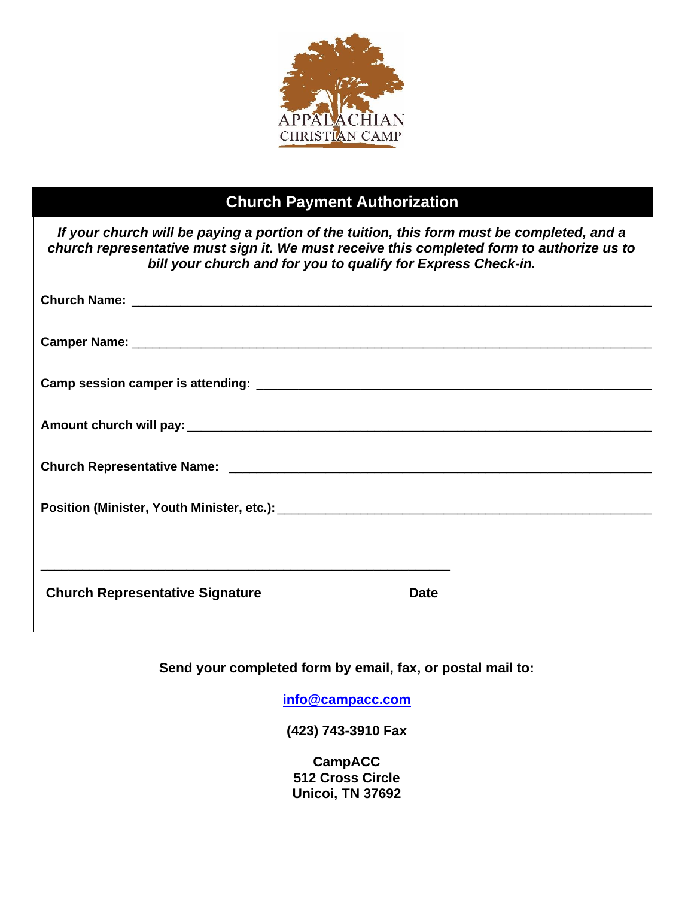APPALACHIAN
CHRISTIAN CAMP

## Church Payment Authorization

***If your church will be paying a portion of the tuition, this form must be completed, and a church representative must sign it. We must receive this completed form to authorize us to bill your church and for you to qualify for Express Check-in.***

**Church Name:** ____________________________________________

**Camper Name:** ____________________________________________

**Camp session camper is attending:** ____________________________________________

**Amount church will pay:** ____________________________________________

**Church Representative Name:** ____________________________________________

**Position (Minister, Youth Minister, etc.):** ____________________________________________

____________________________________________

**Church Representative Signature** **Date**

**Send your completed form by email, fax, or postal mail to:**

**info@campacc.com**

**(423) 743-3910 Fax**

**CampACC**
**512 Cross Circle**
**Unicoi, TN 37692**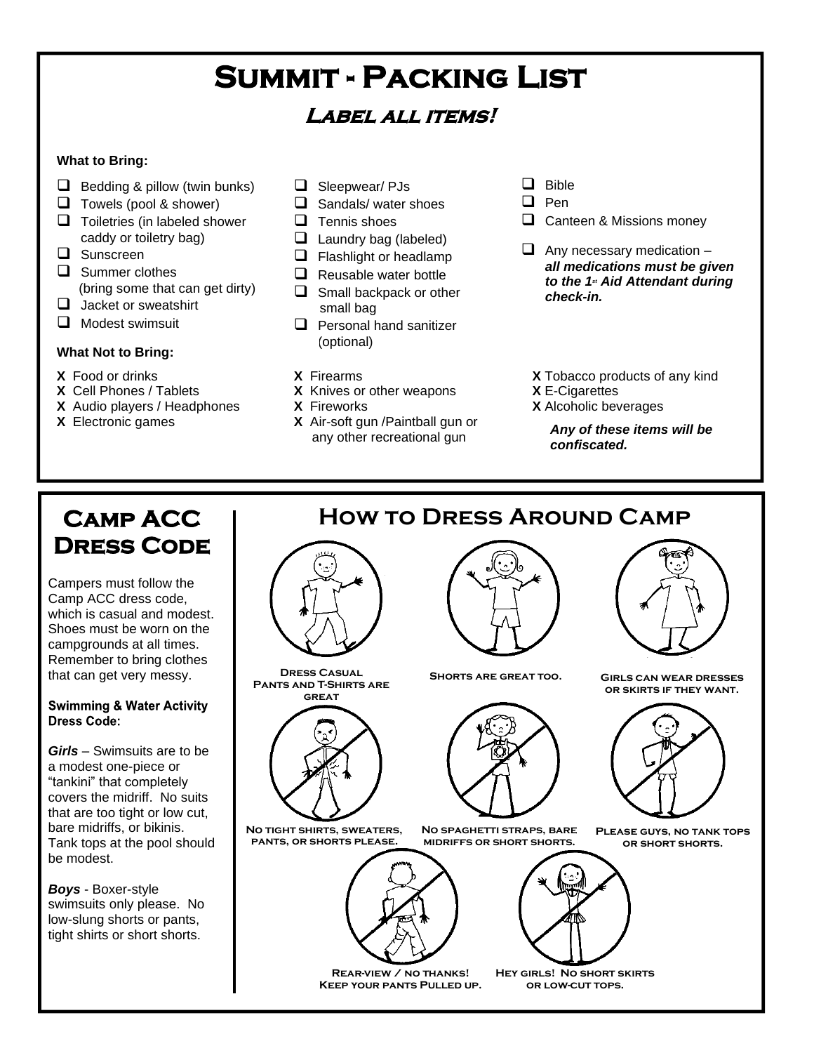# Summit - Packing List

## Label all items!

**What to Bring:**

- ☐ Bedding & pillow (twin bunks)
- ☐ Towels (pool & shower)
- ☐ Toiletries (in labeled shower caddy or toiletry bag)
- ☐ Sunscreen
- ☐ Summer clothes (bring some that can get dirty)
- ☐ Jacket or sweatshirt
- ☐ Modest swimsuit
- ☐ Sleepwear/ PJs
- ☐ Sandals/ water shoes
- ☐ Tennis shoes
- ☐ Laundry bag (labeled)
- ☐ Flashlight or headlamp
- ☐ Reusable water bottle
- ☐ Small backpack or other small bag
- ☐ Personal hand sanitizer (optional)
- ☐ Bible
- ☐ Pen
- ☐ Canteen & Missions money
- ☐ Any necessary medication – ***all medications must be given to the 1st Aid Attendant during check-in.***

**What Not to Bring:**

- **X** Food or drinks
- **X** Cell Phones / Tablets
- **X** Audio players / Headphones
- **X** Electronic games
- **X** Firearms
- **X** Knives or other weapons
- **X** Fireworks
- **X** Air-soft gun /Paintball gun or any other recreational gun
- **X** Tobacco products of any kind
- **X** E-Cigarettes
- **X** Alcoholic beverages

***Any of these items will be confiscated.***

## Camp ACC Dress Code

Campers must follow the Camp ACC dress code, which is casual and modest. Shoes must be worn on the campgrounds at all times. Remember to bring clothes that can get very messy.

**Swimming & Water Activity Dress Code:**

***Girls*** – Swimsuits are to be a modest one-piece or "tankini" that completely covers the midriff. No suits that are too tight or low cut, bare midriffs, or bikinis. Tank tops at the pool should be modest.

***Boys*** - Boxer-style swimsuits only please. No low-slung shorts or pants, tight shirts or short shorts.

## How to Dress Around Camp

Dress Casual Pants and T-Shirts are great

Shorts are great too.

Girls can wear dresses or skirts if they want.

No tight shirts, sweaters, pants, or shorts please.

No spaghetti straps, bare midriffs or short shorts.

Please guys, no tank tops or short shorts.

Rear-view / no thanks! Keep your pants Pulled up.

Hey girls! No short skirts or low-cut tops.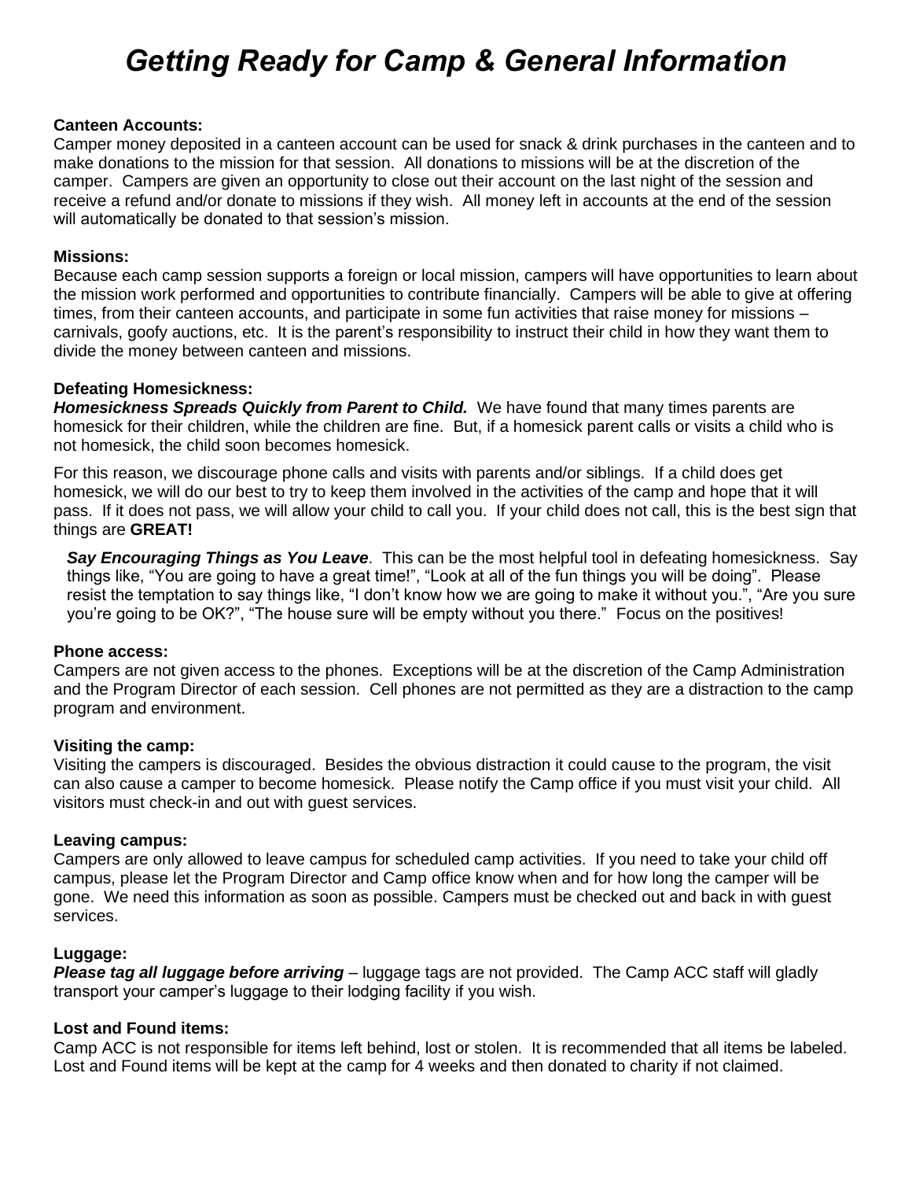# *Getting Ready for Camp & General Information*

**Canteen Accounts:**
Camper money deposited in a canteen account can be used for snack & drink purchases in the canteen and to make donations to the mission for that session. All donations to missions will be at the discretion of the camper. Campers are given an opportunity to close out their account on the last night of the session and receive a refund and/or donate to missions if they wish. All money left in accounts at the end of the session will automatically be donated to that session's mission.

**Missions:**
Because each camp session supports a foreign or local mission, campers will have opportunities to learn about the mission work performed and opportunities to contribute financially. Campers will be able to give at offering times, from their canteen accounts, and participate in some fun activities that raise money for missions – carnivals, goofy auctions, etc. It is the parent's responsibility to instruct their child in how they want them to divide the money between canteen and missions.

**Defeating Homesickness:**
***Homesickness Spreads Quickly from Parent to Child.*** We have found that many times parents are homesick for their children, while the children are fine. But, if a homesick parent calls or visits a child who is not homesick, the child soon becomes homesick.

For this reason, we discourage phone calls and visits with parents and/or siblings. If a child does get homesick, we will do our best to try to keep them involved in the activities of the camp and hope that it will pass. If it does not pass, we will allow your child to call you. If your child does not call, this is the best sign that things are **GREAT!**

***Say Encouraging Things as You Leave***. This can be the most helpful tool in defeating homesickness. Say things like, "You are going to have a great time!", "Look at all of the fun things you will be doing". Please resist the temptation to say things like, "I don't know how we are going to make it without you.", "Are you sure you're going to be OK?", "The house sure will be empty without you there." Focus on the positives!

**Phone access:**
Campers are not given access to the phones. Exceptions will be at the discretion of the Camp Administration and the Program Director of each session. Cell phones are not permitted as they are a distraction to the camp program and environment.

**Visiting the camp:**
Visiting the campers is discouraged. Besides the obvious distraction it could cause to the program, the visit can also cause a camper to become homesick. Please notify the Camp office if you must visit your child. All visitors must check-in and out with guest services.

**Leaving campus:**
Campers are only allowed to leave campus for scheduled camp activities. If you need to take your child off campus, please let the Program Director and Camp office know when and for how long the camper will be gone. We need this information as soon as possible. Campers must be checked out and back in with guest services.

**Luggage:**
***Please tag all luggage before arriving*** – luggage tags are not provided. The Camp ACC staff will gladly transport your camper's luggage to their lodging facility if you wish.

**Lost and Found items:**
Camp ACC is not responsible for items left behind, lost or stolen. It is recommended that all items be labeled. Lost and Found items will be kept at the camp for 4 weeks and then donated to charity if not claimed.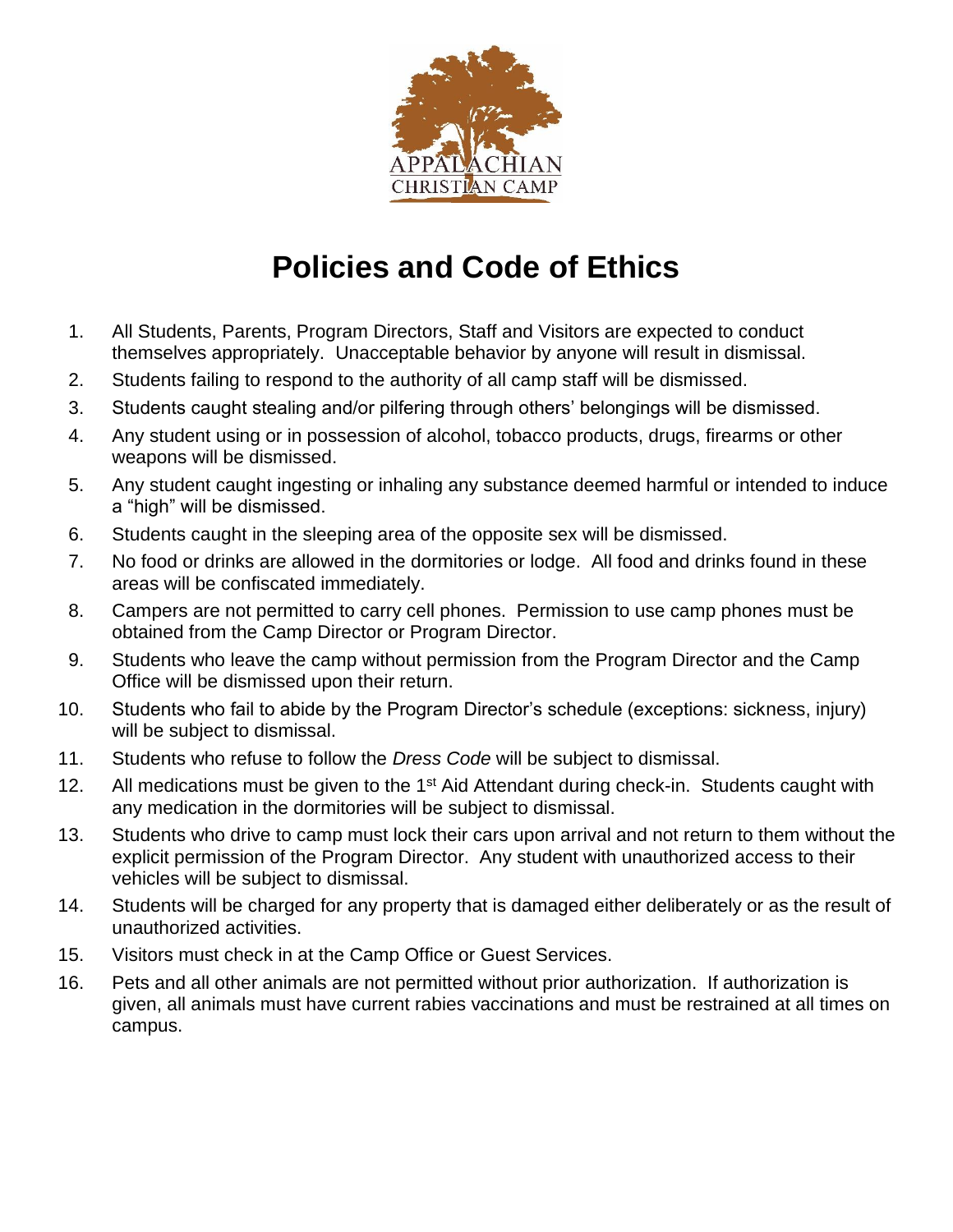APPALACHIAN CHRISTIAN CAMP

# Policies and Code of Ethics

1. All Students, Parents, Program Directors, Staff and Visitors are expected to conduct themselves appropriately. Unacceptable behavior by anyone will result in dismissal.
2. Students failing to respond to the authority of all camp staff will be dismissed.
3. Students caught stealing and/or pilfering through others' belongings will be dismissed.
4. Any student using or in possession of alcohol, tobacco products, drugs, firearms or other weapons will be dismissed.
5. Any student caught ingesting or inhaling any substance deemed harmful or intended to induce a "high" will be dismissed.
6. Students caught in the sleeping area of the opposite sex will be dismissed.
7. No food or drinks are allowed in the dormitories or lodge. All food and drinks found in these areas will be confiscated immediately.
8. Campers are not permitted to carry cell phones. Permission to use camp phones must be obtained from the Camp Director or Program Director.
9. Students who leave the camp without permission from the Program Director and the Camp Office will be dismissed upon their return.
10. Students who fail to abide by the Program Director's schedule (exceptions: sickness, injury) will be subject to dismissal.
11. Students who refuse to follow the *Dress Code* will be subject to dismissal.
12. All medications must be given to the 1st Aid Attendant during check-in. Students caught with any medication in the dormitories will be subject to dismissal.
13. Students who drive to camp must lock their cars upon arrival and not return to them without the explicit permission of the Program Director. Any student with unauthorized access to their vehicles will be subject to dismissal.
14. Students will be charged for any property that is damaged either deliberately or as the result of unauthorized activities.
15. Visitors must check in at the Camp Office or Guest Services.
16. Pets and all other animals are not permitted without prior authorization. If authorization is given, all animals must have current rabies vaccinations and must be restrained at all times on campus.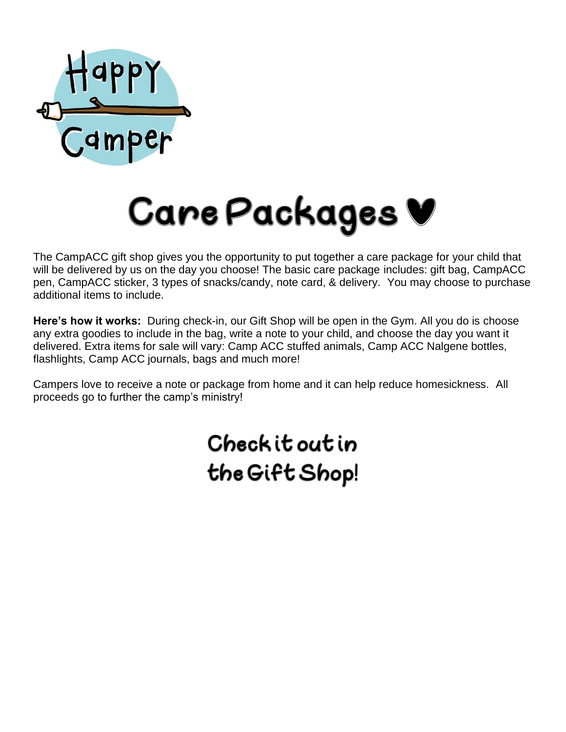Happy Camper

# Care Packages ♥

The CampACC gift shop gives you the opportunity to put together a care package for your child that will be delivered by us on the day you choose! The basic care package includes: gift bag, CampACC pen, CampACC sticker, 3 types of snacks/candy, note card, & delivery. You may choose to purchase additional items to include.

**Here's how it works:** During check-in, our Gift Shop will be open in the Gym. All you do is choose any extra goodies to include in the bag, write a note to your child, and choose the day you want it delivered. Extra items for sale will vary: Camp ACC stuffed animals, Camp ACC Nalgene bottles, flashlights, Camp ACC journals, bags and much more!

Campers love to receive a note or package from home and it can help reduce homesickness. All proceeds go to further the camp's ministry!

## Check it out in the Gift Shop!